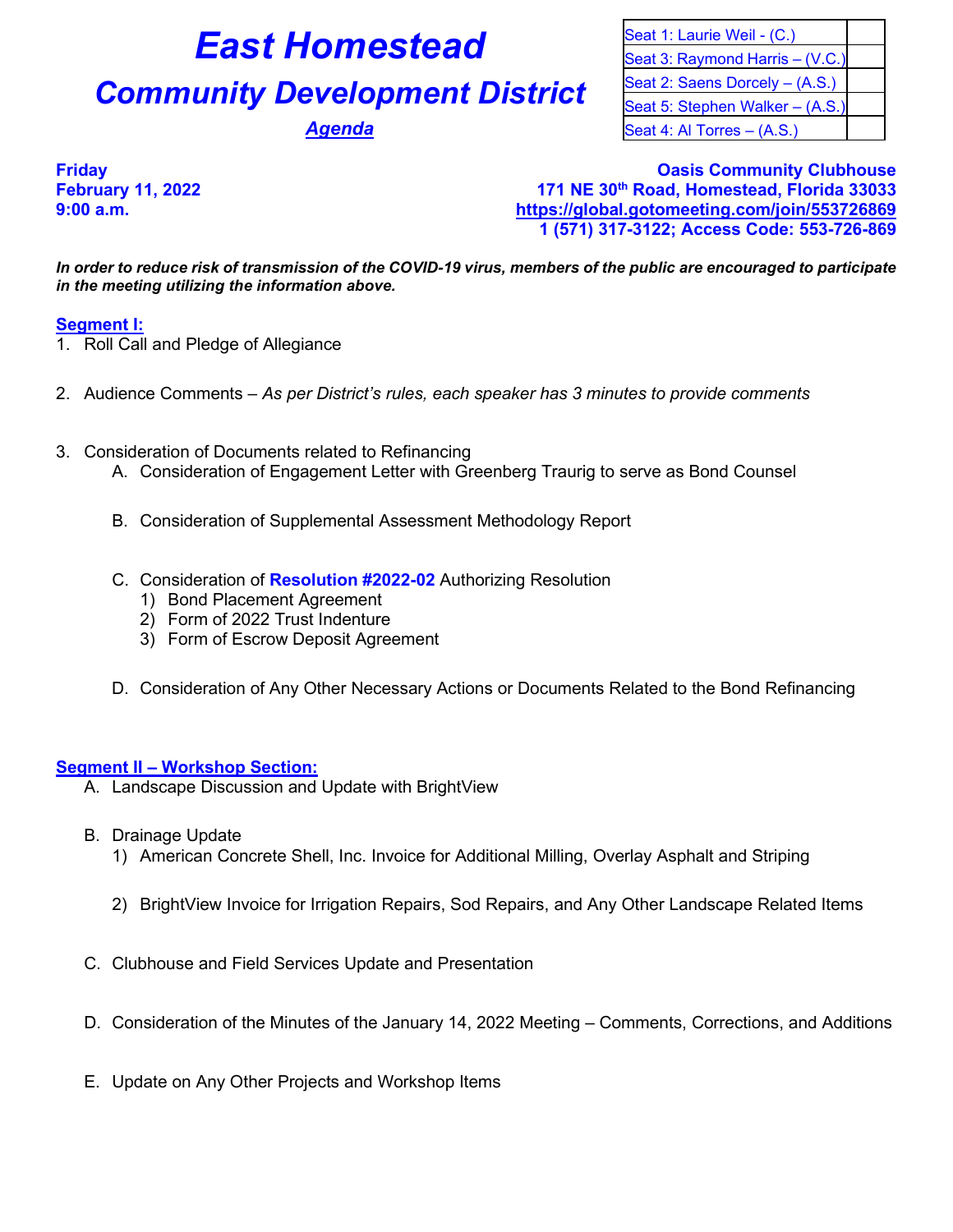# East Homestead

## Community Development District

***Agenda***

| Seat 1: Laurie Weil - (C.) | |
|---|---|
| Seat 3: Raymond Harris – (V.C.) | |
| Seat 2: Saens Dorcely – (A.S.) | |
| Seat 5: Stephen Walker – (A.S.) | |
| Seat 4: Al Torres – (A.S.) | |

**Friday**
**February 11, 2022**
**9:00 a.m.**

**Oasis Community Clubhouse**
**171 NE 30th Road, Homestead, Florida 33033**
**https://global.gotomeeting.com/join/553726869**
**1 (571) 317-3122; Access Code: 553-726-869**

***In order to reduce risk of transmission of the COVID-19 virus, members of the public are encouraged to participate in the meeting utilizing the information above.***

**Segment I:**

1. Roll Call and Pledge of Allegiance
2. Audience Comments – *As per District's rules, each speaker has 3 minutes to provide comments*
3. Consideration of Documents related to Refinancing
   A. Consideration of Engagement Letter with Greenberg Traurig to serve as Bond Counsel
   B. Consideration of Supplemental Assessment Methodology Report
   C. Consideration of **Resolution #2022-02** Authorizing Resolution
      1) Bond Placement Agreement
      2) Form of 2022 Trust Indenture
      3) Form of Escrow Deposit Agreement
   D. Consideration of Any Other Necessary Actions or Documents Related to the Bond Refinancing

**Segment II – Workshop Section:**

A. Landscape Discussion and Update with BrightView

B. Drainage Update
   1) American Concrete Shell, Inc. Invoice for Additional Milling, Overlay Asphalt and Striping
   2) BrightView Invoice for Irrigation Repairs, Sod Repairs, and Any Other Landscape Related Items

C. Clubhouse and Field Services Update and Presentation

D. Consideration of the Minutes of the January 14, 2022 Meeting – Comments, Corrections, and Additions

E. Update on Any Other Projects and Workshop Items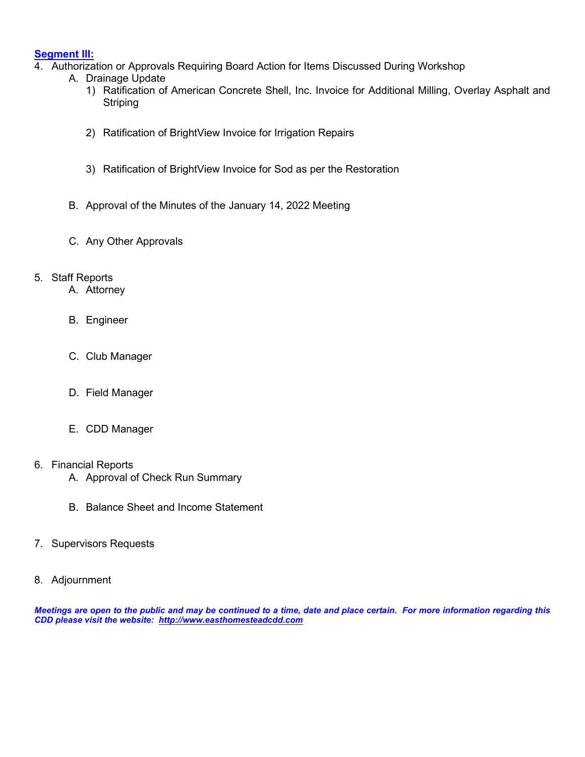**Segment III:**

4. Authorization or Approvals Requiring Board Action for Items Discussed During Workshop
   A. Drainage Update
      1) Ratification of American Concrete Shell, Inc. Invoice for Additional Milling, Overlay Asphalt and Striping

      2) Ratification of BrightView Invoice for Irrigation Repairs

      3) Ratification of BrightView Invoice for Sod as per the Restoration

   B. Approval of the Minutes of the January 14, 2022 Meeting

   C. Any Other Approvals

5. Staff Reports
   A. Attorney

   B. Engineer

   C. Club Manager

   D. Field Manager

   E. CDD Manager

6. Financial Reports
   A. Approval of Check Run Summary

   B. Balance Sheet and Income Statement

7. Supervisors Requests

8. Adjournment

***Meetings are open to the public and may be continued to a time, date and place certain. For more information regarding this CDD please visit the website: http://www.easthomesteadcdd.com***